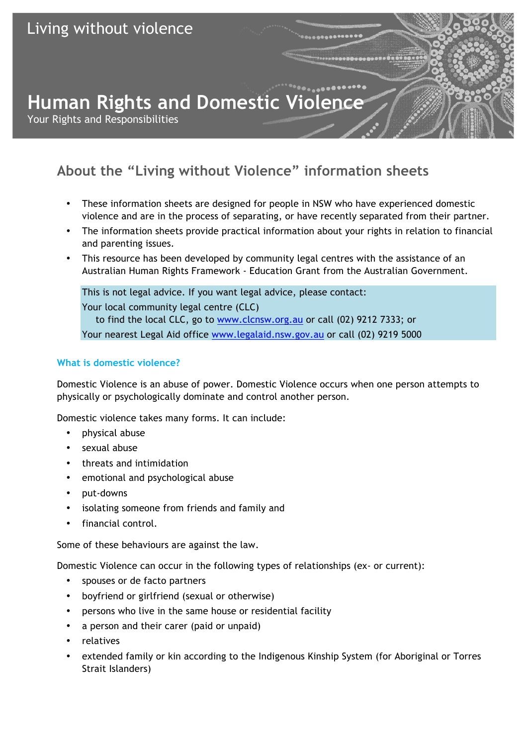Living without violence

# Human Rights and Domestic Violence

Your Rights and Responsibilities

## About the "Living without Violence" information sheets

- These information sheets are designed for people in NSW who have experienced domestic violence and are in the process of separating, or have recently separated from their partner.
- The information sheets provide practical information about your rights in relation to financial and parenting issues.
- This resource has been developed by community legal centres with the assistance of an Australian Human Rights Framework - Education Grant from the Australian Government.

This is not legal advice. If you want legal advice, please contact:
Your local community legal centre (CLC)
to find the local CLC, go to www.clcnsw.org.au or call (02) 9212 7333; or
Your nearest Legal Aid office www.legalaid.nsw.gov.au or call (02) 9219 5000

### What is domestic violence?

Domestic Violence is an abuse of power. Domestic Violence occurs when one person attempts to physically or psychologically dominate and control another person.

Domestic violence takes many forms. It can include:

- physical abuse
- sexual abuse
- threats and intimidation
- emotional and psychological abuse
- put-downs
- isolating someone from friends and family and
- financial control.

Some of these behaviours are against the law.

Domestic Violence can occur in the following types of relationships (ex- or current):

- spouses or de facto partners
- boyfriend or girlfriend (sexual or otherwise)
- persons who live in the same house or residential facility
- a person and their carer (paid or unpaid)
- relatives
- extended family or kin according to the Indigenous Kinship System (for Aboriginal or Torres Strait Islanders)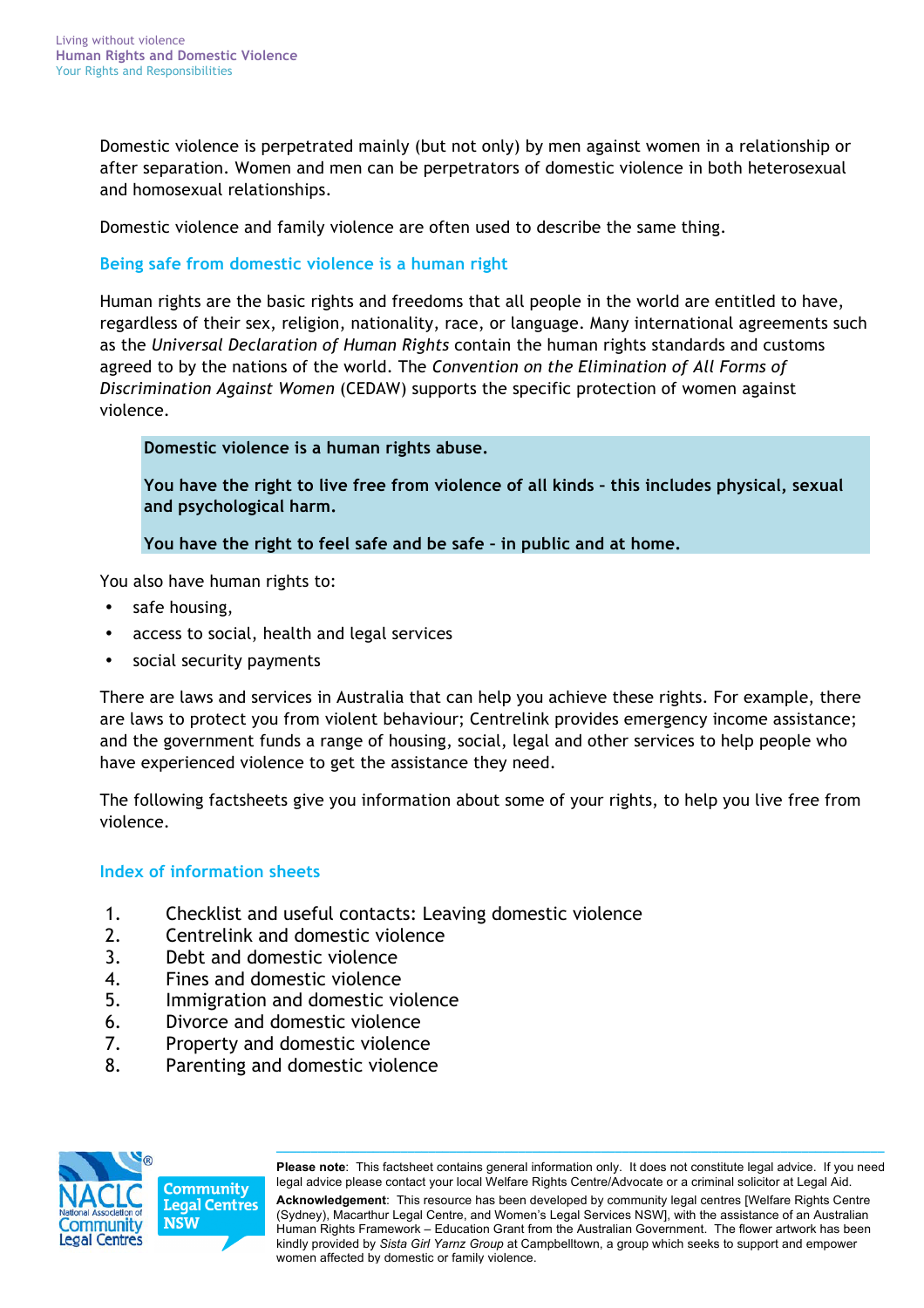Domestic violence is perpetrated mainly (but not only) by men against women in a relationship or after separation. Women and men can be perpetrators of domestic violence in both heterosexual and homosexual relationships.

Domestic violence and family violence are often used to describe the same thing.

## Being safe from domestic violence is a human right

Human rights are the basic rights and freedoms that all people in the world are entitled to have, regardless of their sex, religion, nationality, race, or language. Many international agreements such as the *Universal Declaration of Human Rights* contain the human rights standards and customs agreed to by the nations of the world. The *Convention on the Elimination of All Forms of Discrimination Against Women* (CEDAW) supports the specific protection of women against violence.

**Domestic violence is a human rights abuse.**

**You have the right to live free from violence of all kinds – this includes physical, sexual and psychological harm.**

**You have the right to feel safe and be safe – in public and at home.**

You also have human rights to:

- safe housing,
- access to social, health and legal services
- social security payments

There are laws and services in Australia that can help you achieve these rights. For example, there are laws to protect you from violent behaviour; Centrelink provides emergency income assistance; and the government funds a range of housing, social, legal and other services to help people who have experienced violence to get the assistance they need.

The following factsheets give you information about some of your rights, to help you live free from violence.

## Index of information sheets

1. Checklist and useful contacts: Leaving domestic violence
2. Centrelink and domestic violence
3. Debt and domestic violence
4. Fines and domestic violence
5. Immigration and domestic violence
6. Divorce and domestic violence
7. Property and domestic violence
8. Parenting and domestic violence

NACLC National Association of Community Legal Centres

Community Legal Centres NSW

**Please note**: This factsheet contains general information only. It does not constitute legal advice. If you need legal advice please contact your local Welfare Rights Centre/Advocate or a criminal solicitor at Legal Aid.

**Acknowledgement**: This resource has been developed by community legal centres [Welfare Rights Centre (Sydney), Macarthur Legal Centre, and Women's Legal Services NSW], with the assistance of an Australian Human Rights Framework – Education Grant from the Australian Government. The flower artwork has been kindly provided by *Sista Girl Yarnz Group* at Campbelltown, a group which seeks to support and empower women affected by domestic or family violence.